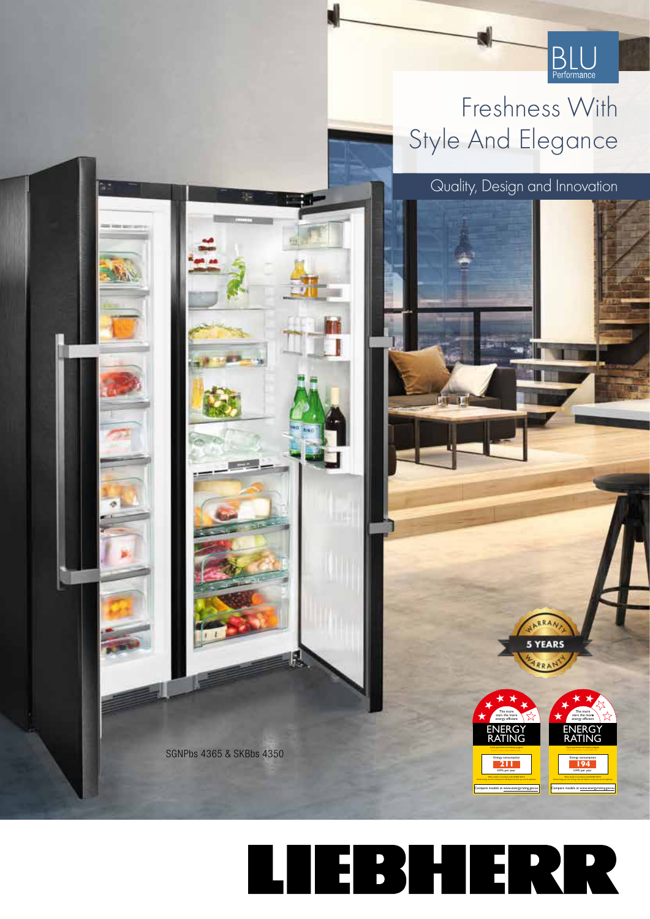BLU Performance

# Freshness With Style And Elegance

Quality, Design and Innovation

5 YEARS WARRANTY

ENERGY RATING 211 kWh per year

ENERGY RATING 194 kWh per year

Compare models at www.energyrating.gov.au

SGNPbs 4365 & SKBbs 4350

LIEBHERR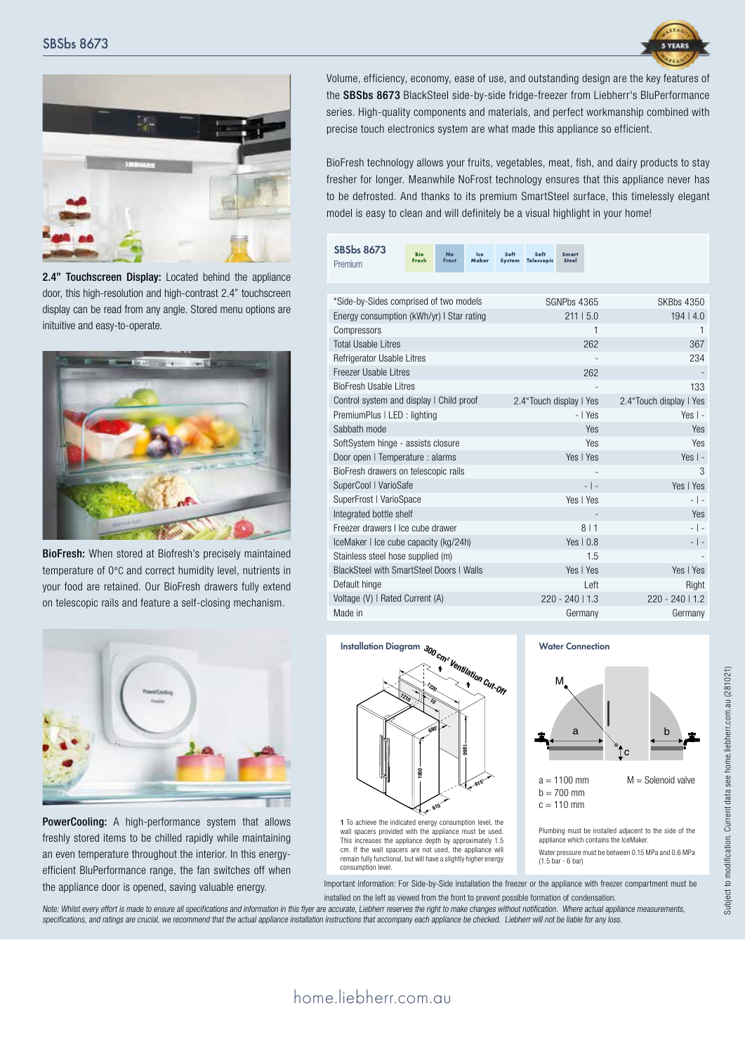## SBSbs 8673

**2.4" Touchscreen Display:** Located behind the appliance door, this high-resolution and high-contrast 2.4" touchscreen display can be read from any angle. Stored menu options are inituitive and easy-to-operate.

**BioFresh:** When stored at Biofresh's precisely maintained temperature of 0°C and correct humidity level, nutrients in your food are retained. Our BioFresh drawers fully extend on telescopic rails and feature a self-closing mechanism.

**PowerCooling:** A high-performance system that allows freshly stored items to be chilled rapidly while maintaining an even temperature throughout the interior. In this energy-efficient BluPerformance range, the fan switches off when the appliance door is opened, saving valuable energy.

Volume, efficiency, economy, ease of use, and outstanding design are the key features of the **SBSbs 8673** BlackSteel side-by-side fridge-freezer from Liebherr's BluPerformance series. High-quality components and materials, and perfect workmanship combined with precise touch electronics system are what made this appliance so efficient.

BioFresh technology allows your fruits, vegetables, meat, fish, and dairy products to stay fresher for longer. Meanwhile NoFrost technology ensures that this appliance never has to be defrosted. And thanks to its premium SmartSteel surface, this timelessly elegant model is easy to clean and will definitely be a visual highlight in your home!

**SBSbs 8673**
Premium

Bio Fresh | No Frost | Ice Maker | Soft System | Soft Telescopic | Smart Steel

| | | |
|---|---|---|
| *Side-by-Sides comprised of two models | SGNPbs 4365 | SKBbs 4350 |
| Energy consumption (kWh/yr) I Star rating | 211 I 5.0 | 194 I 4.0 |
| Compressors | 1 | 1 |
| Total Usable Litres | 262 | 367 |
| Refrigerator Usable Litres | - | 234 |
| Freezer Usable Litres | 262 | - |
| BioFresh Usable Litres | - | 133 |
| Control system and display I Child proof | 2.4"Touch display I Yes | 2.4"Touch display I Yes |
| PremiumPlus I LED : lighting | - I Yes | Yes I - |
| Sabbath mode | Yes | Yes |
| SoftSystem hinge - assists closure | Yes | Yes |
| Door open I Temperature : alarms | Yes I Yes | Yes I - |
| BioFresh drawers on telescopic rails | - | 3 |
| SuperCool I VarioSafe | - I - | Yes I Yes |
| SuperFrost I VarioSpace | Yes I Yes | - I - |
| Integrated bottle shelf | - | Yes |
| Freezer drawers I Ice cube drawer | 8 I 1 | - I - |
| IceMaker I Ice cube capacity (kg/24h) | Yes I 0.8 | - I - |
| Stainless steel hose supplied (m) | 1.5 | |
| BlackSteel with SmartSteel Doors I Walls | Yes I Yes | Yes I Yes |
| Default hinge | Left | Right |
| Voltage (V) I Rated Current (A) | 220 - 240 I 1.3 | 220 - 240 I 1.2 |
| Made in | Germany | Germany |

**Installation Diagram**

300 cm² Ventilation Cut-Off

1220
1210
10
680
1860
1850
615
615

1 To achieve the indicated energy consumption level, the wall spacers provided with the appliance must be used. This increases the appliance depth by approximately 1.5 cm. If the wall spacers are not used, the appliance will remain fully functional, but will have a slightly higher energy consumption level.

**Water Connection**

M
a
b
c

a = 1100 mm
b = 700 mm
c = 110 mm

M = Solenoid valve

Plumbing must be installed adjacent to the side of the appliance which contains the IceMaker.

Water pressure must be between 0.15 MPa and 0.6 MPa (1.5 bar - 6 bar)

Important information: For Side-by-Side installation the freezer or the appliance with freezer compartment must be installed on the left as viewed from the front to prevent possible formation of condensation.

*Note: Whilst every effort is made to ensure all specifications and information in this flyer are accurate, Liebherr reserves the right to make changes without notification. Where actual appliance measurements, specifications, and ratings are crucial, we recommend that the actual appliance installation instructions that accompany each appliance be checked. Liebherr will not be liable for any loss.*

Subject to modification. Current data see home.liebherr.com.au (281021)

home.liebherr.com.au